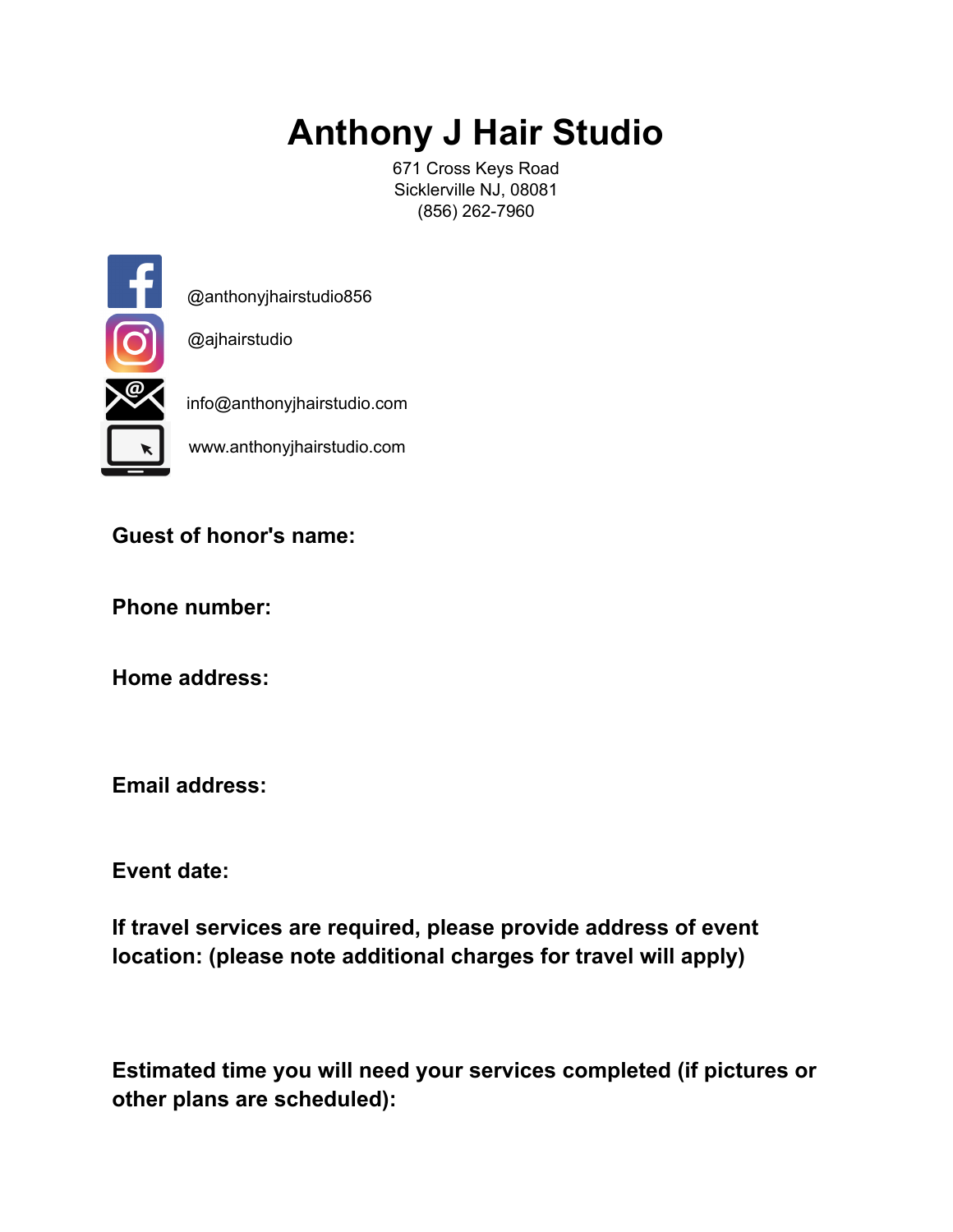# Anthony J Hair Studio

671 Cross Keys Road
Sicklerville NJ, 08081
(856) 262-7960

@anthonyjhairstudio856

@ajhairstudio

info@anthonyjhairstudio.com

www.anthonyjhairstudio.com

**Guest of honor's name:**

**Phone number:**

**Home address:**

**Email address:**

**Event date:**

**If travel services are required, please provide address of event location: (please note additional charges for travel will apply)**

**Estimated time you will need your services completed (if pictures or other plans are scheduled):**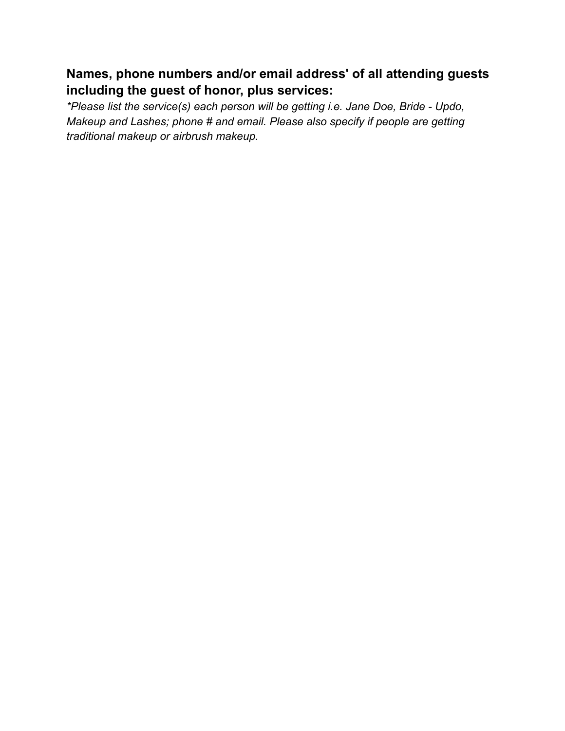**Names, phone numbers and/or email address' of all attending guests including the guest of honor, plus services:**

*\*Please list the service(s) each person will be getting i.e. Jane Doe, Bride - Updo, Makeup and Lashes; phone # and email. Please also specify if people are getting traditional makeup or airbrush makeup.*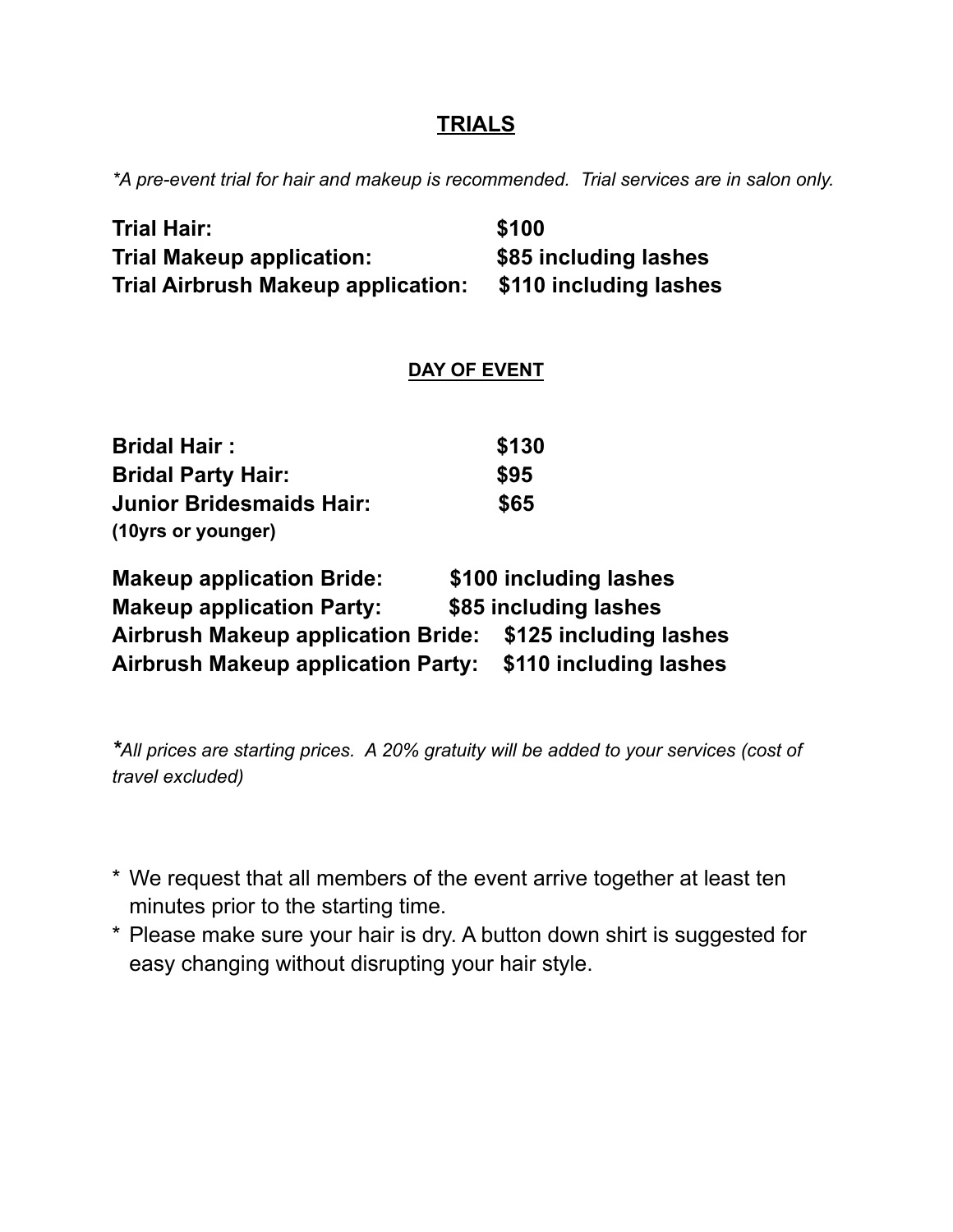## TRIALS

**\*A pre-event trial for hair and makeup is recommended. Trial services are in salon only.*

**Trial Hair:** **$100**
**Trial Makeup application:** **$85 including lashes**
**Trial Airbrush Makeup application:** **$110 including lashes**

### DAY OF EVENT

**Bridal Hair :** **$130**
**Bridal Party Hair:** **$95**
**Junior Bridesmaids Hair:** **$65**
**(10yrs or younger)**

**Makeup application Bride:** **$100 including lashes**
**Makeup application Party:** **$85 including lashes**
**Airbrush Makeup application Bride:** **$125 including lashes**
**Airbrush Makeup application Party:** **$110 including lashes**

**\*All prices are starting prices. A 20% gratuity will be added to your services (cost of travel excluded)*

- \* We request that all members of the event arrive together at least ten minutes prior to the starting time.
- \* Please make sure your hair is dry. A button down shirt is suggested for easy changing without disrupting your hair style.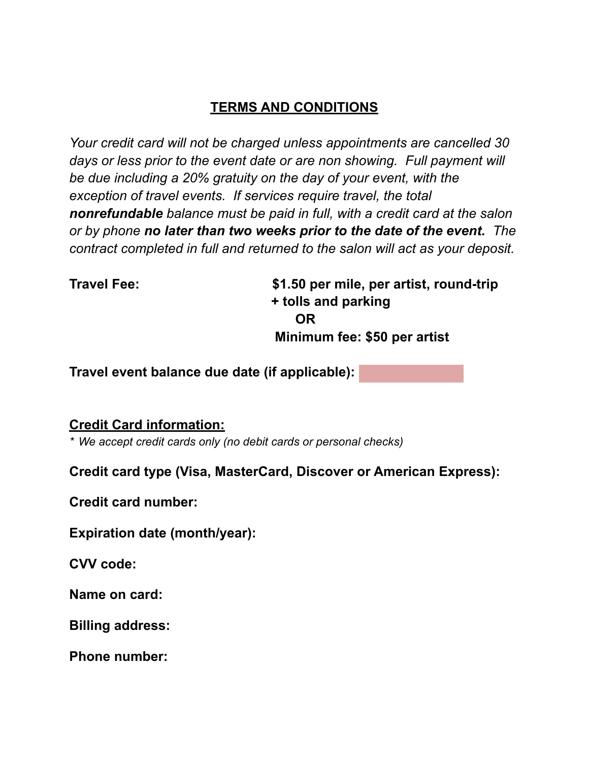## TERMS AND CONDITIONS

*Your credit card will not be charged unless appointments are cancelled 30 days or less prior to the event date or are non showing. Full payment will be due including a 20% gratuity on the day of your event, with the exception of travel events. If services require travel, the total* ***nonrefundable*** *balance must be paid in full, with a credit card at the salon or by phone* ***no later than two weeks prior to the date of the event.*** *The contract completed in full and returned to the salon will act as your deposit.*

**Travel Fee:** **$1.50 per mile, per artist, round-trip + tolls and parking**
**OR**
**Minimum fee: $50 per artist**

**Travel event balance due date (if applicable):**

**Credit Card information:**

*\* We accept credit cards only (no debit cards or personal checks)*

**Credit card type (Visa, MasterCard, Discover or American Express):**

**Credit card number:**

**Expiration date (month/year):**

**CVV code:**

**Name on card:**

**Billing address:**

**Phone number:**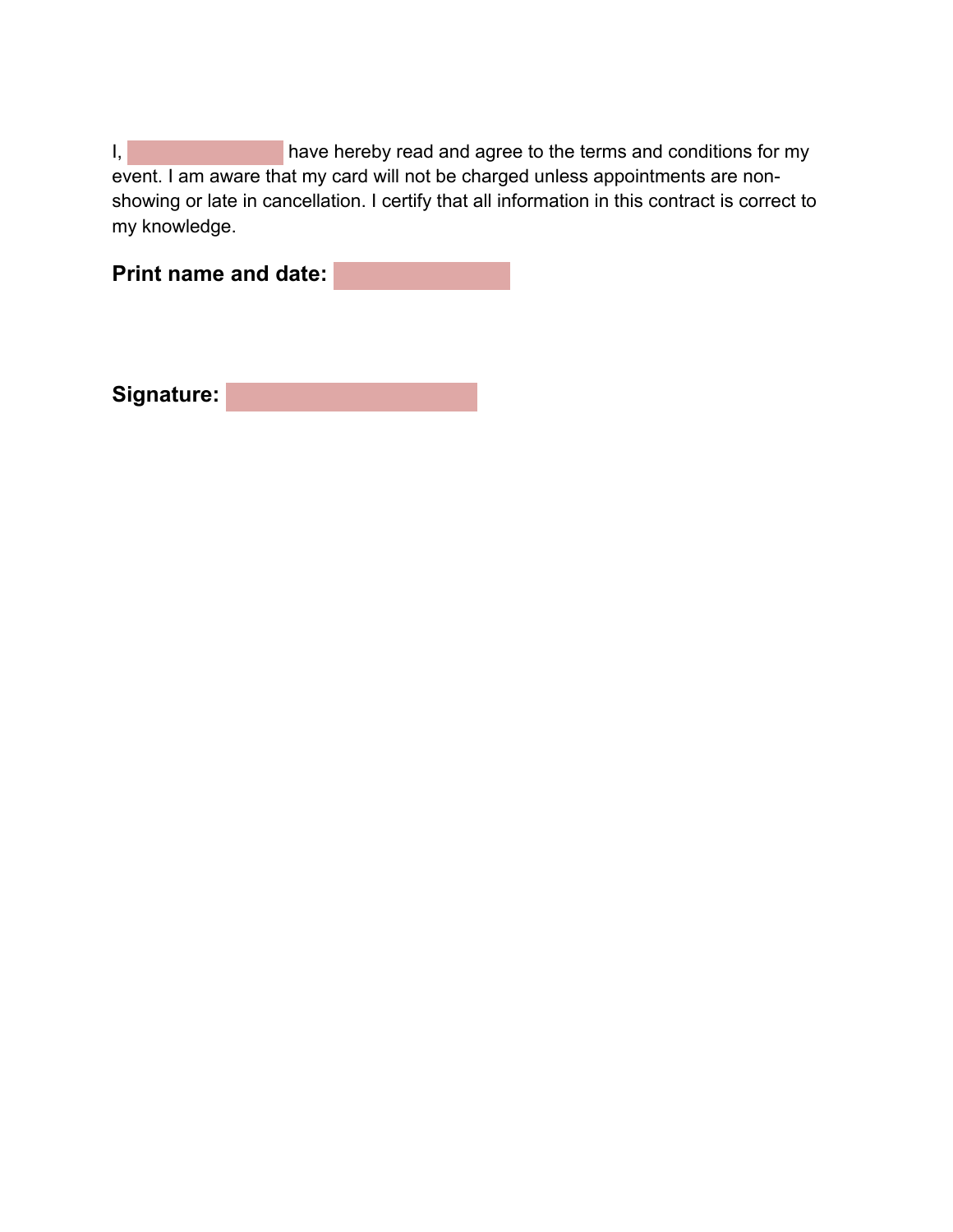I, \_\_\_\_\_\_\_\_\_\_\_\_\_\_\_\_ have hereby read and agree to the terms and conditions for my event. I am aware that my card will not be charged unless appointments are non-showing or late in cancellation. I certify that all information in this contract is correct to my knowledge.

**Print name and date:** \_\_\_\_\_\_\_\_\_\_\_\_\_\_\_\_

**Signature:** \_\_\_\_\_\_\_\_\_\_\_\_\_\_\_\_\_\_\_\_\_\_